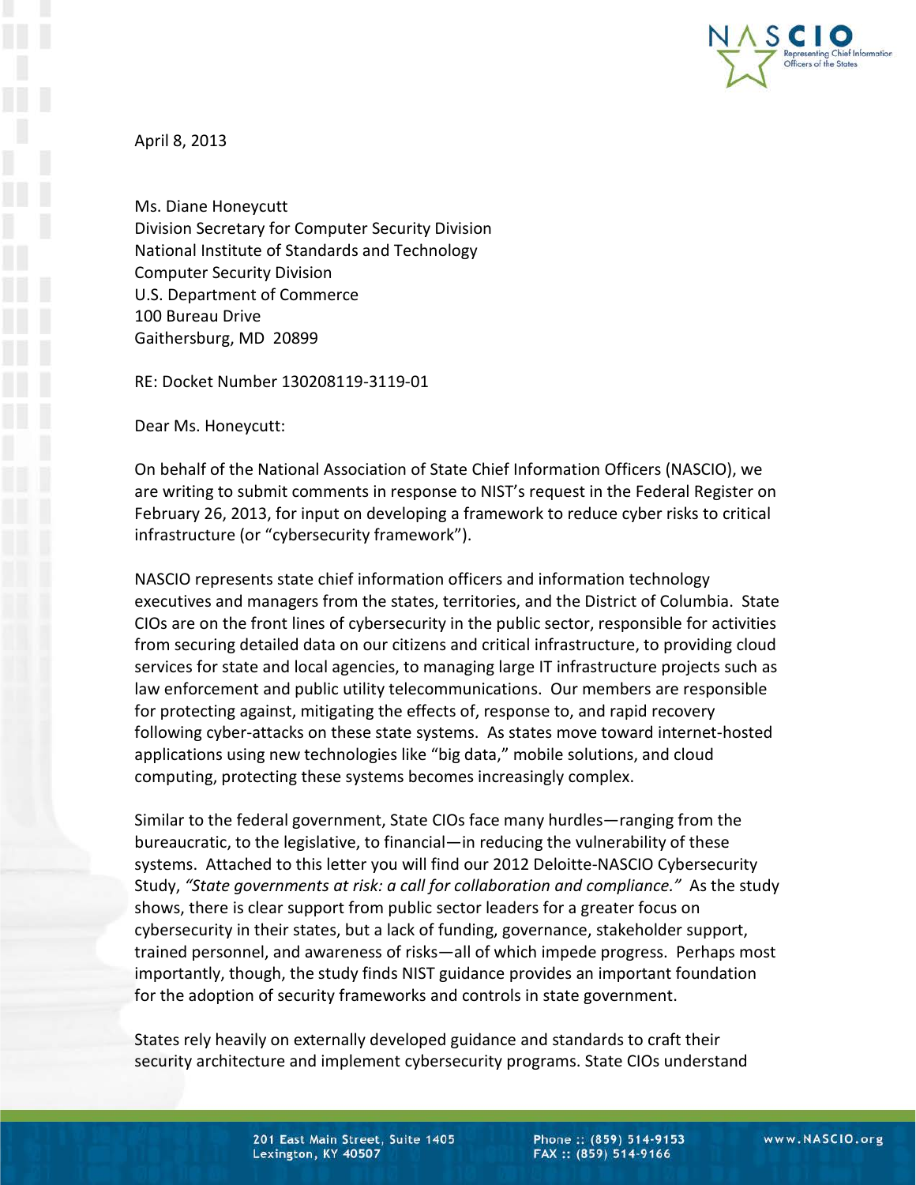April 8, 2013

Ms. Diane Honeycutt
Division Secretary for Computer Security Division
National Institute of Standards and Technology
Computer Security Division
U.S. Department of Commerce
100 Bureau Drive
Gaithersburg, MD 20899

RE: Docket Number 130208119-3119-01

Dear Ms. Honeycutt:

On behalf of the National Association of State Chief Information Officers (NASCIO), we are writing to submit comments in response to NIST's request in the Federal Register on February 26, 2013, for input on developing a framework to reduce cyber risks to critical infrastructure (or "cybersecurity framework").

NASCIO represents state chief information officers and information technology executives and managers from the states, territories, and the District of Columbia. State CIOs are on the front lines of cybersecurity in the public sector, responsible for activities from securing detailed data on our citizens and critical infrastructure, to providing cloud services for state and local agencies, to managing large IT infrastructure projects such as law enforcement and public utility telecommunications. Our members are responsible for protecting against, mitigating the effects of, response to, and rapid recovery following cyber-attacks on these state systems. As states move toward internet-hosted applications using new technologies like "big data," mobile solutions, and cloud computing, protecting these systems becomes increasingly complex.

Similar to the federal government, State CIOs face many hurdles—ranging from the bureaucratic, to the legislative, to financial—in reducing the vulnerability of these systems. Attached to this letter you will find our 2012 Deloitte-NASCIO Cybersecurity Study, *"State governments at risk: a call for collaboration and compliance."* As the study shows, there is clear support from public sector leaders for a greater focus on cybersecurity in their states, but a lack of funding, governance, stakeholder support, trained personnel, and awareness of risks—all of which impede progress. Perhaps most importantly, though, the study finds NIST guidance provides an important foundation for the adoption of security frameworks and controls in state government.

States rely heavily on externally developed guidance and standards to craft their security architecture and implement cybersecurity programs. State CIOs understand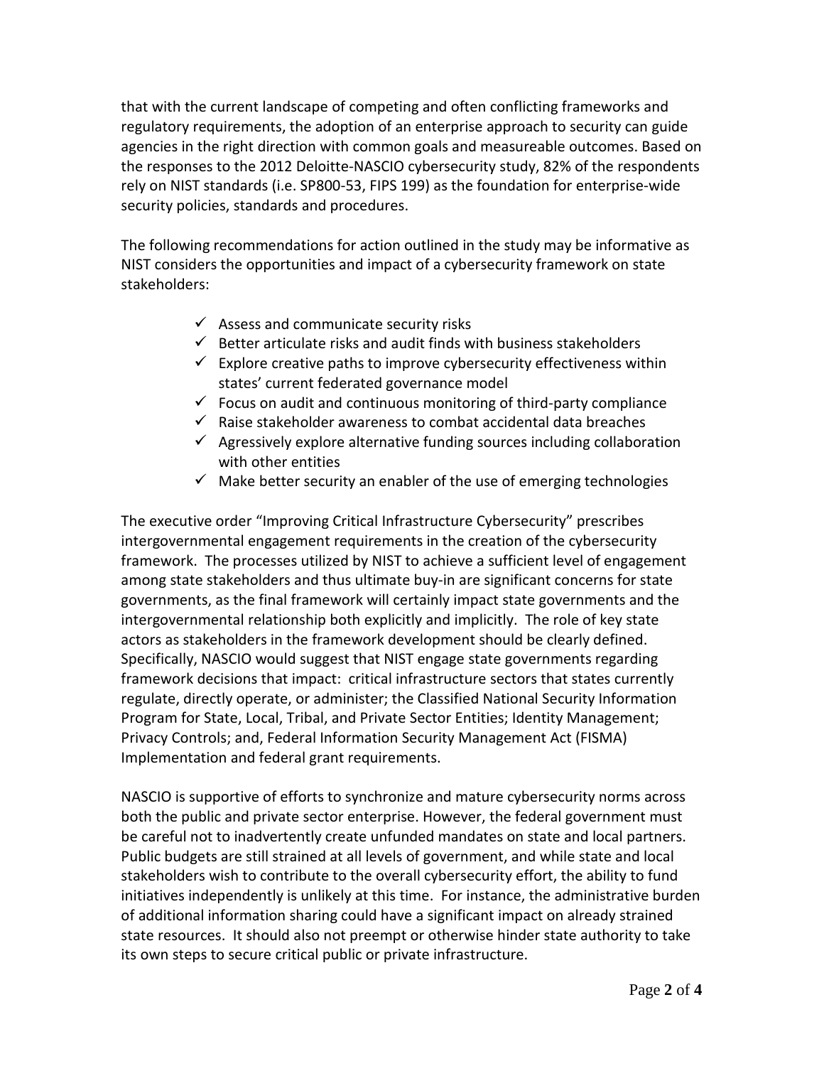that with the current landscape of competing and often conflicting frameworks and regulatory requirements, the adoption of an enterprise approach to security can guide agencies in the right direction with common goals and measureable outcomes. Based on the responses to the 2012 Deloitte-NASCIO cybersecurity study, 82% of the respondents rely on NIST standards (i.e. SP800-53, FIPS 199) as the foundation for enterprise-wide security policies, standards and procedures.

The following recommendations for action outlined in the study may be informative as NIST considers the opportunities and impact of a cybersecurity framework on state stakeholders:

- ✓ Assess and communicate security risks
- ✓ Better articulate risks and audit finds with business stakeholders
- ✓ Explore creative paths to improve cybersecurity effectiveness within states' current federated governance model
- ✓ Focus on audit and continuous monitoring of third-party compliance
- ✓ Raise stakeholder awareness to combat accidental data breaches
- ✓ Agressively explore alternative funding sources including collaboration with other entities
- ✓ Make better security an enabler of the use of emerging technologies

The executive order "Improving Critical Infrastructure Cybersecurity" prescribes intergovernmental engagement requirements in the creation of the cybersecurity framework. The processes utilized by NIST to achieve a sufficient level of engagement among state stakeholders and thus ultimate buy-in are significant concerns for state governments, as the final framework will certainly impact state governments and the intergovernmental relationship both explicitly and implicitly. The role of key state actors as stakeholders in the framework development should be clearly defined. Specifically, NASCIO would suggest that NIST engage state governments regarding framework decisions that impact: critical infrastructure sectors that states currently regulate, directly operate, or administer; the Classified National Security Information Program for State, Local, Tribal, and Private Sector Entities; Identity Management; Privacy Controls; and, Federal Information Security Management Act (FISMA) Implementation and federal grant requirements.

NASCIO is supportive of efforts to synchronize and mature cybersecurity norms across both the public and private sector enterprise. However, the federal government must be careful not to inadvertently create unfunded mandates on state and local partners. Public budgets are still strained at all levels of government, and while state and local stakeholders wish to contribute to the overall cybersecurity effort, the ability to fund initiatives independently is unlikely at this time. For instance, the administrative burden of additional information sharing could have a significant impact on already strained state resources. It should also not preempt or otherwise hinder state authority to take its own steps to secure critical public or private infrastructure.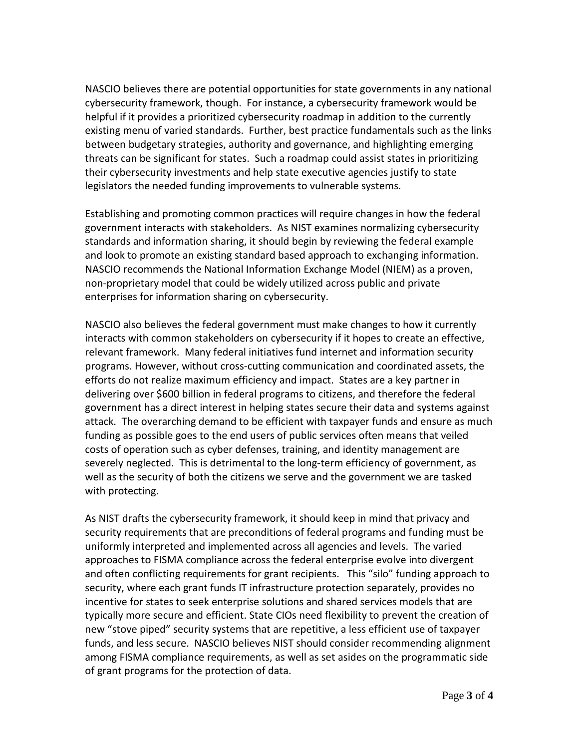NASCIO believes there are potential opportunities for state governments in any national cybersecurity framework, though. For instance, a cybersecurity framework would be helpful if it provides a prioritized cybersecurity roadmap in addition to the currently existing menu of varied standards. Further, best practice fundamentals such as the links between budgetary strategies, authority and governance, and highlighting emerging threats can be significant for states. Such a roadmap could assist states in prioritizing their cybersecurity investments and help state executive agencies justify to state legislators the needed funding improvements to vulnerable systems.

Establishing and promoting common practices will require changes in how the federal government interacts with stakeholders. As NIST examines normalizing cybersecurity standards and information sharing, it should begin by reviewing the federal example and look to promote an existing standard based approach to exchanging information. NASCIO recommends the National Information Exchange Model (NIEM) as a proven, non-proprietary model that could be widely utilized across public and private enterprises for information sharing on cybersecurity.

NASCIO also believes the federal government must make changes to how it currently interacts with common stakeholders on cybersecurity if it hopes to create an effective, relevant framework. Many federal initiatives fund internet and information security programs. However, without cross-cutting communication and coordinated assets, the efforts do not realize maximum efficiency and impact. States are a key partner in delivering over $600 billion in federal programs to citizens, and therefore the federal government has a direct interest in helping states secure their data and systems against attack. The overarching demand to be efficient with taxpayer funds and ensure as much funding as possible goes to the end users of public services often means that veiled costs of operation such as cyber defenses, training, and identity management are severely neglected. This is detrimental to the long-term efficiency of government, as well as the security of both the citizens we serve and the government we are tasked with protecting.

As NIST drafts the cybersecurity framework, it should keep in mind that privacy and security requirements that are preconditions of federal programs and funding must be uniformly interpreted and implemented across all agencies and levels. The varied approaches to FISMA compliance across the federal enterprise evolve into divergent and often conflicting requirements for grant recipients. This "silo" funding approach to security, where each grant funds IT infrastructure protection separately, provides no incentive for states to seek enterprise solutions and shared services models that are typically more secure and efficient. State CIOs need flexibility to prevent the creation of new "stove piped" security systems that are repetitive, a less efficient use of taxpayer funds, and less secure. NASCIO believes NIST should consider recommending alignment among FISMA compliance requirements, as well as set asides on the programmatic side of grant programs for the protection of data.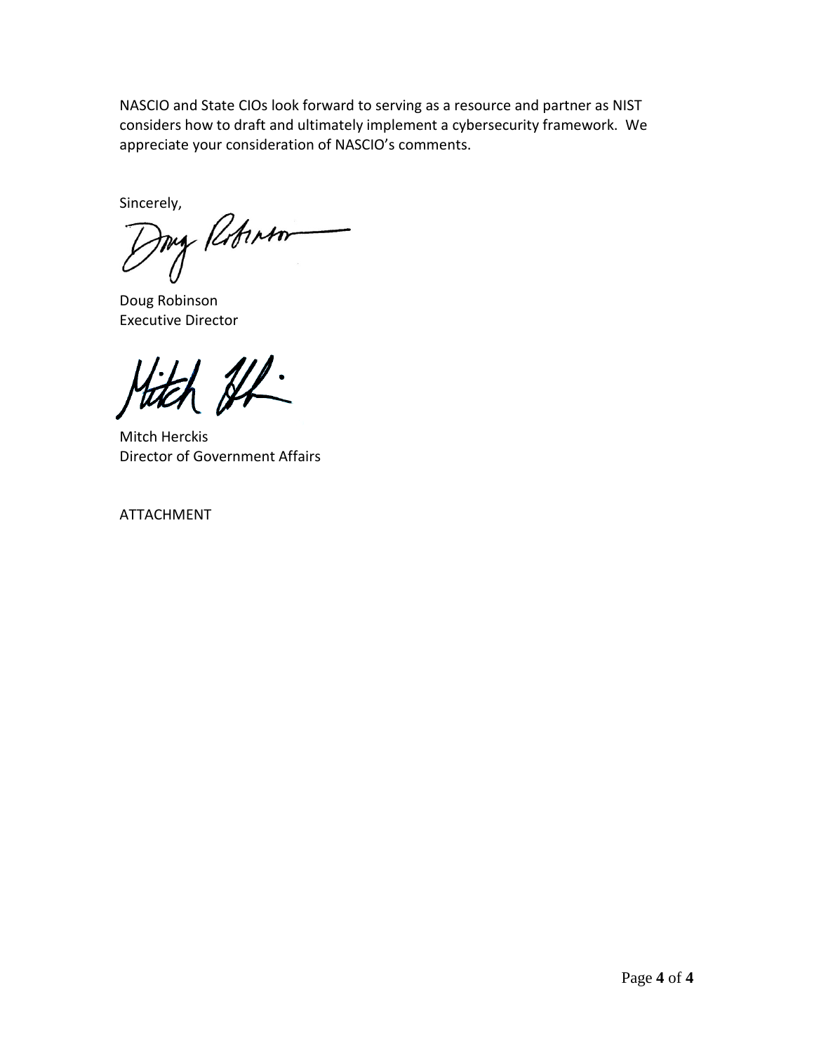NASCIO and State CIOs look forward to serving as a resource and partner as NIST considers how to draft and ultimately implement a cybersecurity framework. We appreciate your consideration of NASCIO's comments.

Sincerely,

Doug Robinson
Executive Director

Mitch Herckis
Director of Government Affairs

ATTACHMENT